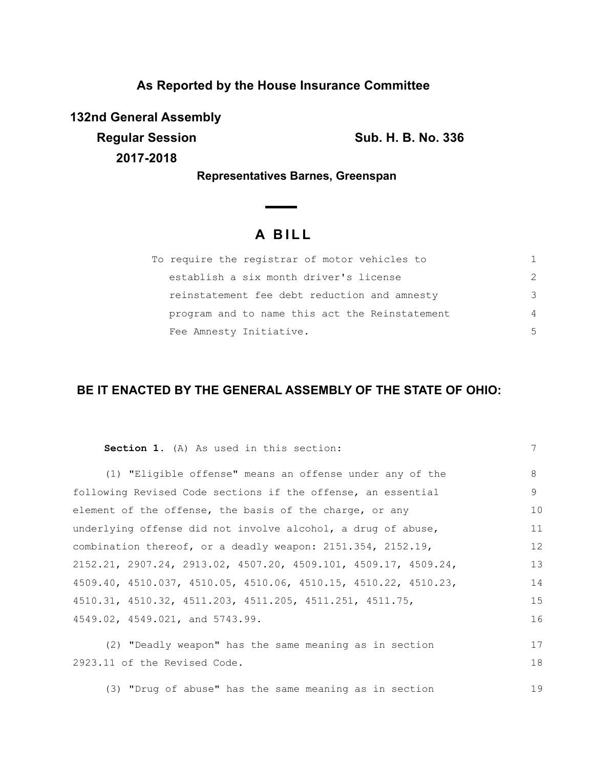**As Reported by the House Insurance Committee**

**132nd General Assembly**

**Regular Session**

**2017-2018**

**Sub. H. B. No. 336**

**Representatives Barnes, Greenspan**

## A BILL

To require the registrar of motor vehicles to establish a six month driver's license reinstatement fee debt reduction and amnesty program and to name this act the Reinstatement Fee Amnesty Initiative.

**BE IT ENACTED BY THE GENERAL ASSEMBLY OF THE STATE OF OHIO:**

**Section 1.** (A) As used in this section:

(1) "Eligible offense" means an offense under any of the following Revised Code sections if the offense, an essential element of the offense, the basis of the charge, or any underlying offense did not involve alcohol, a drug of abuse, combination thereof, or a deadly weapon: 2151.354, 2152.19, 2152.21, 2907.24, 2913.02, 4507.20, 4509.101, 4509.17, 4509.24, 4509.40, 4510.037, 4510.05, 4510.06, 4510.15, 4510.22, 4510.23, 4510.31, 4510.32, 4511.203, 4511.205, 4511.251, 4511.75, 4549.02, 4549.021, and 5743.99.

(2) "Deadly weapon" has the same meaning as in section 2923.11 of the Revised Code.

(3) "Drug of abuse" has the same meaning as in section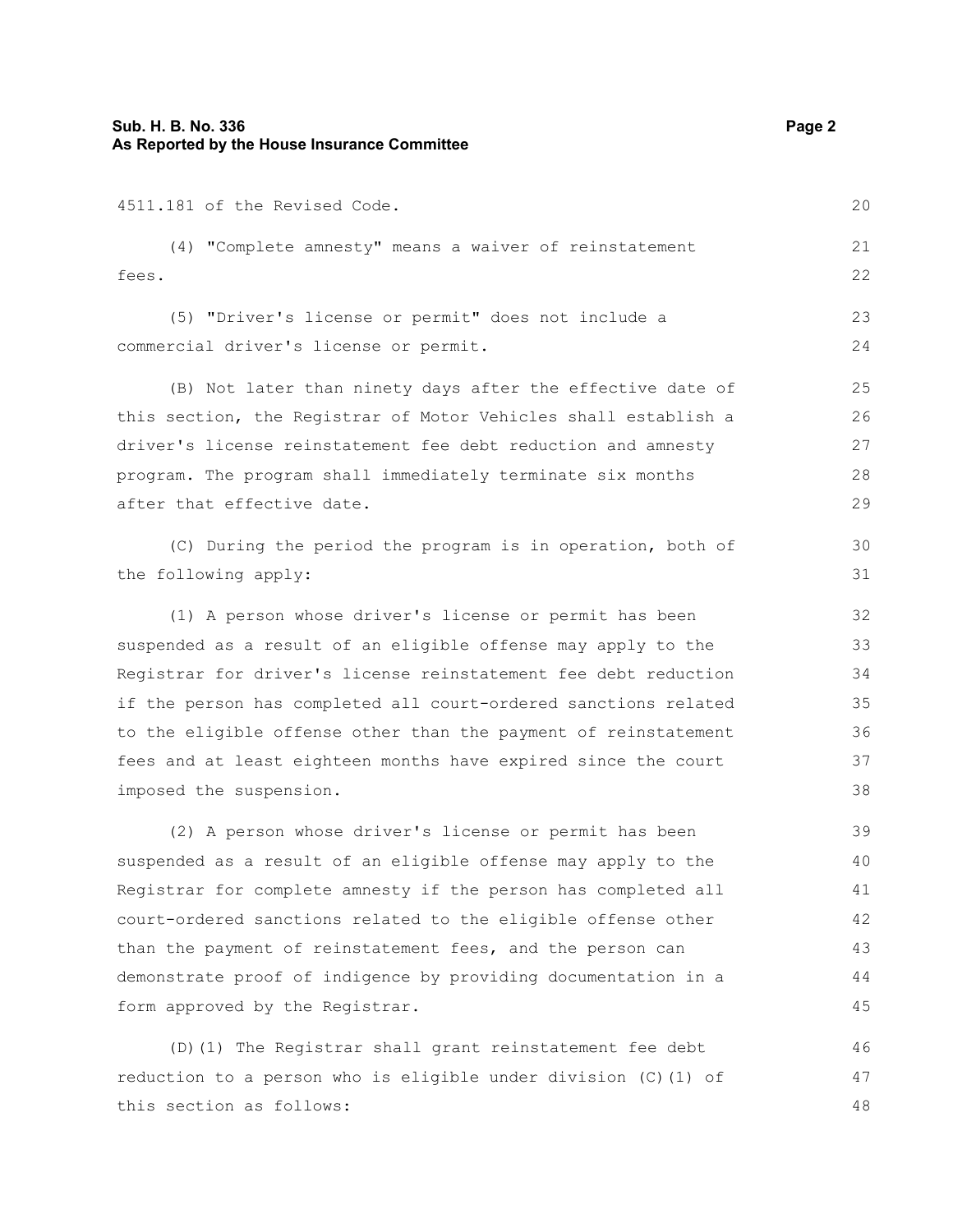4511.181 of the Revised Code.

(4) "Complete amnesty" means a waiver of reinstatement fees.

(5) "Driver's license or permit" does not include a commercial driver's license or permit.

(B) Not later than ninety days after the effective date of this section, the Registrar of Motor Vehicles shall establish a driver's license reinstatement fee debt reduction and amnesty program. The program shall immediately terminate six months after that effective date.

(C) During the period the program is in operation, both of the following apply:

(1) A person whose driver's license or permit has been suspended as a result of an eligible offense may apply to the Registrar for driver's license reinstatement fee debt reduction if the person has completed all court-ordered sanctions related to the eligible offense other than the payment of reinstatement fees and at least eighteen months have expired since the court imposed the suspension.

(2) A person whose driver's license or permit has been suspended as a result of an eligible offense may apply to the Registrar for complete amnesty if the person has completed all court-ordered sanctions related to the eligible offense other than the payment of reinstatement fees, and the person can demonstrate proof of indigence by providing documentation in a form approved by the Registrar.

(D)(1) The Registrar shall grant reinstatement fee debt reduction to a person who is eligible under division (C)(1) of this section as follows: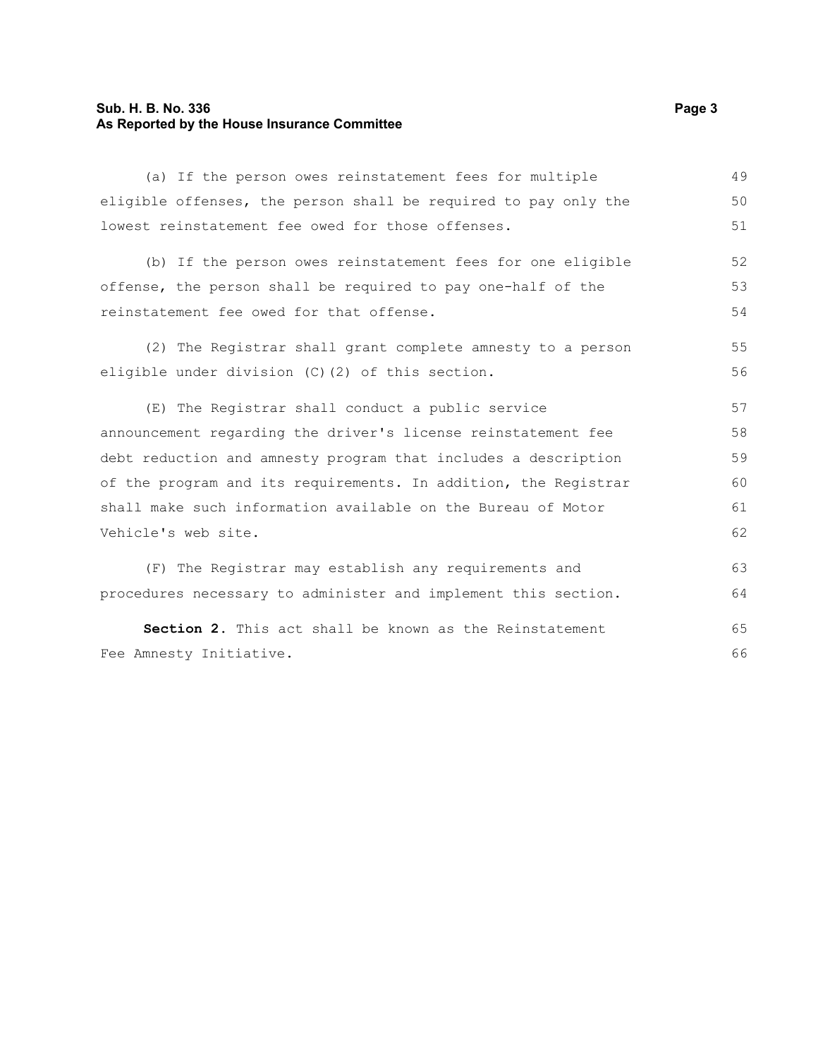(a) If the person owes reinstatement fees for multiple eligible offenses, the person shall be required to pay only the lowest reinstatement fee owed for those offenses.

(b) If the person owes reinstatement fees for one eligible offense, the person shall be required to pay one-half of the reinstatement fee owed for that offense.

(2) The Registrar shall grant complete amnesty to a person eligible under division (C)(2) of this section.

(E) The Registrar shall conduct a public service announcement regarding the driver's license reinstatement fee debt reduction and amnesty program that includes a description of the program and its requirements. In addition, the Registrar shall make such information available on the Bureau of Motor Vehicle's web site.

(F) The Registrar may establish any requirements and procedures necessary to administer and implement this section.

**Section 2.** This act shall be known as the Reinstatement Fee Amnesty Initiative.